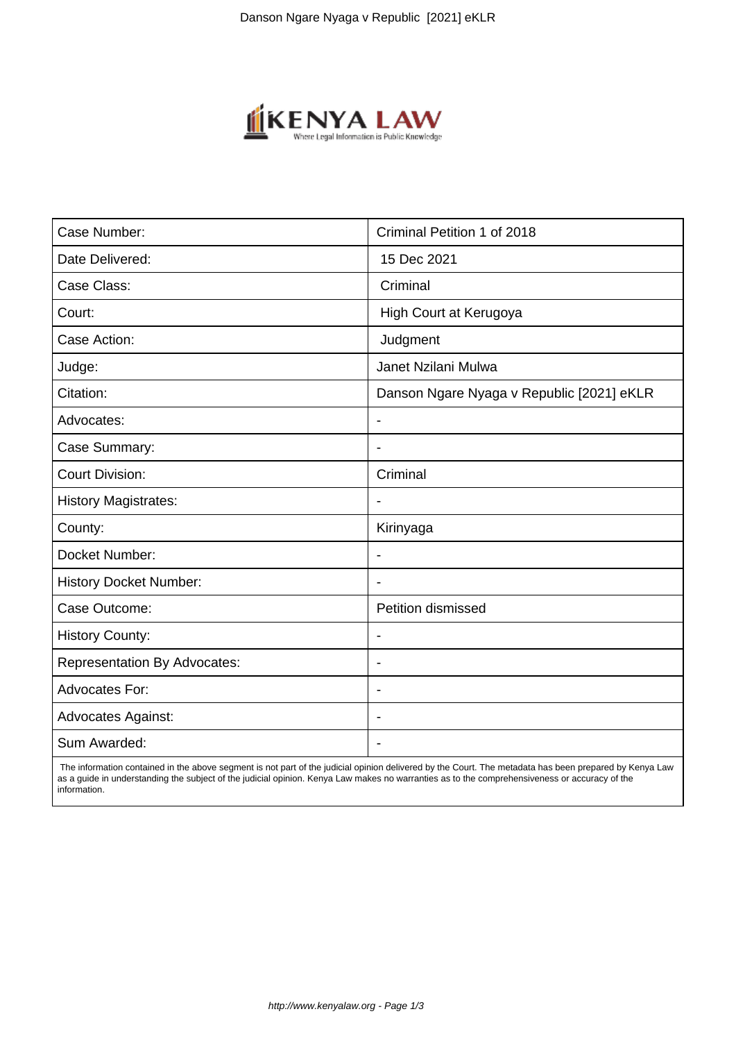| Case Number: | Criminal Petition 1 of 2018 |
|---|---|
| Date Delivered: | 15 Dec 2021 |
| Case Class: | Criminal |
| Court: | High Court at Kerugoya |
| Case Action: | Judgment |
| Judge: | Janet Nzilani Mulwa |
| Citation: | Danson Ngare Nyaga v Republic [2021] eKLR |
| Advocates: | - |
| Case Summary: | - |
| Court Division: | Criminal |
| History Magistrates: | - |
| County: | Kirinyaga |
| Docket Number: | - |
| History Docket Number: | - |
| Case Outcome: | Petition dismissed |
| History County: | - |
| Representation By Advocates: | - |
| Advocates For: | - |
| Advocates Against: | - |
| Sum Awarded: | - |

The information contained in the above segment is not part of the judicial opinion delivered by the Court. The metadata has been prepared by Kenya Law as a guide in understanding the subject of the judicial opinion. Kenya Law makes no warranties as to the comprehensiveness or accuracy of the information.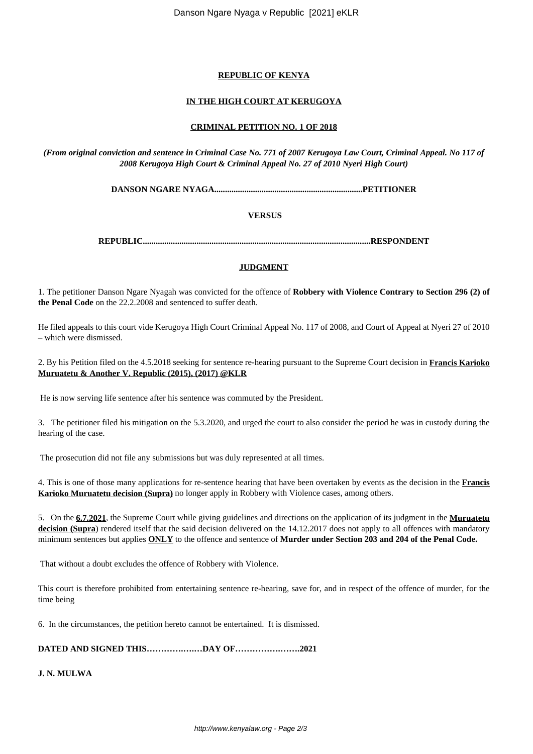**REPUBLIC OF KENYA**

**IN THE HIGH COURT AT KERUGOYA**

**CRIMINAL PETITION NO. 1 OF 2018**

***(From original conviction and sentence in Criminal Case No. 771 of 2007 Kerugoya Law Court, Criminal Appeal. No 117 of 2008 Kerugoya High Court & Criminal Appeal No. 27 of 2010 Nyeri High Court)***

**DANSON NGARE NYAGA.....................................................................PETITIONER**

**VERSUS**

**REPUBLIC..........................................................................................................RESPONDENT**

**JUDGMENT**

1. The petitioner Danson Ngare Nyagah was convicted for the offence of **Robbery with Violence Contrary to Section 296 (2) of the Penal Code** on the 22.2.2008 and sentenced to suffer death.

He filed appeals to this court vide Kerugoya High Court Criminal Appeal No. 117 of 2008, and Court of Appeal at Nyeri 27 of 2010 – which were dismissed.

2. By his Petition filed on the 4.5.2018 seeking for sentence re-hearing pursuant to the Supreme Court decision in **Francis Karioko Muruatetu & Another V. Republic (2015), (2017) @KLR**

He is now serving life sentence after his sentence was commuted by the President.

3. The petitioner filed his mitigation on the 5.3.2020, and urged the court to also consider the period he was in custody during the hearing of the case.

The prosecution did not file any submissions but was duly represented at all times.

4. This is one of those many applications for re-sentence hearing that have been overtaken by events as the decision in the **Francis Karioko Muruatetu decision (Supra)** no longer apply in Robbery with Violence cases, among others.

5. On the **6.7.2021**, the Supreme Court while giving guidelines and directions on the application of its judgment in the **Muruatetu decision (Supra**) rendered itself that the said decision delivered on the 14.12.2017 does not apply to all offences with mandatory minimum sentences but applies **ONLY** to the offence and sentence of **Murder under Section 203 and 204 of the Penal Code.**

That without a doubt excludes the offence of Robbery with Violence.

This court is therefore prohibited from entertaining sentence re-hearing, save for, and in respect of the offence of murder, for the time being

6. In the circumstances, the petition hereto cannot be entertained. It is dismissed.

**DATED AND SIGNED THIS……………….…DAY OF…………….……..2021**

**J. N. MULWA**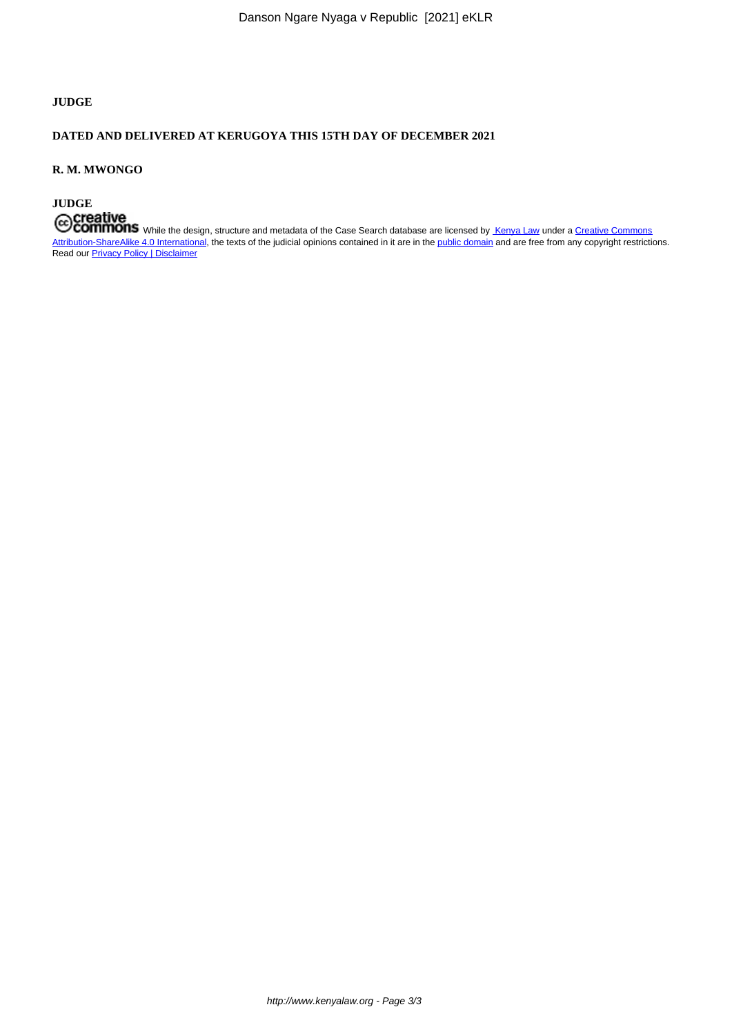**JUDGE**

**DATED AND DELIVERED AT KERUGOYA THIS 15TH DAY OF DECEMBER 2021**

**R. M. MWONGO**

**JUDGE**

While the design, structure and metadata of the Case Search database are licensed by Kenya Law under a Creative Commons Attribution-ShareAlike 4.0 International, the texts of the judicial opinions contained in it are in the public domain and are free from any copyright restrictions. Read our Privacy Policy | Disclaimer